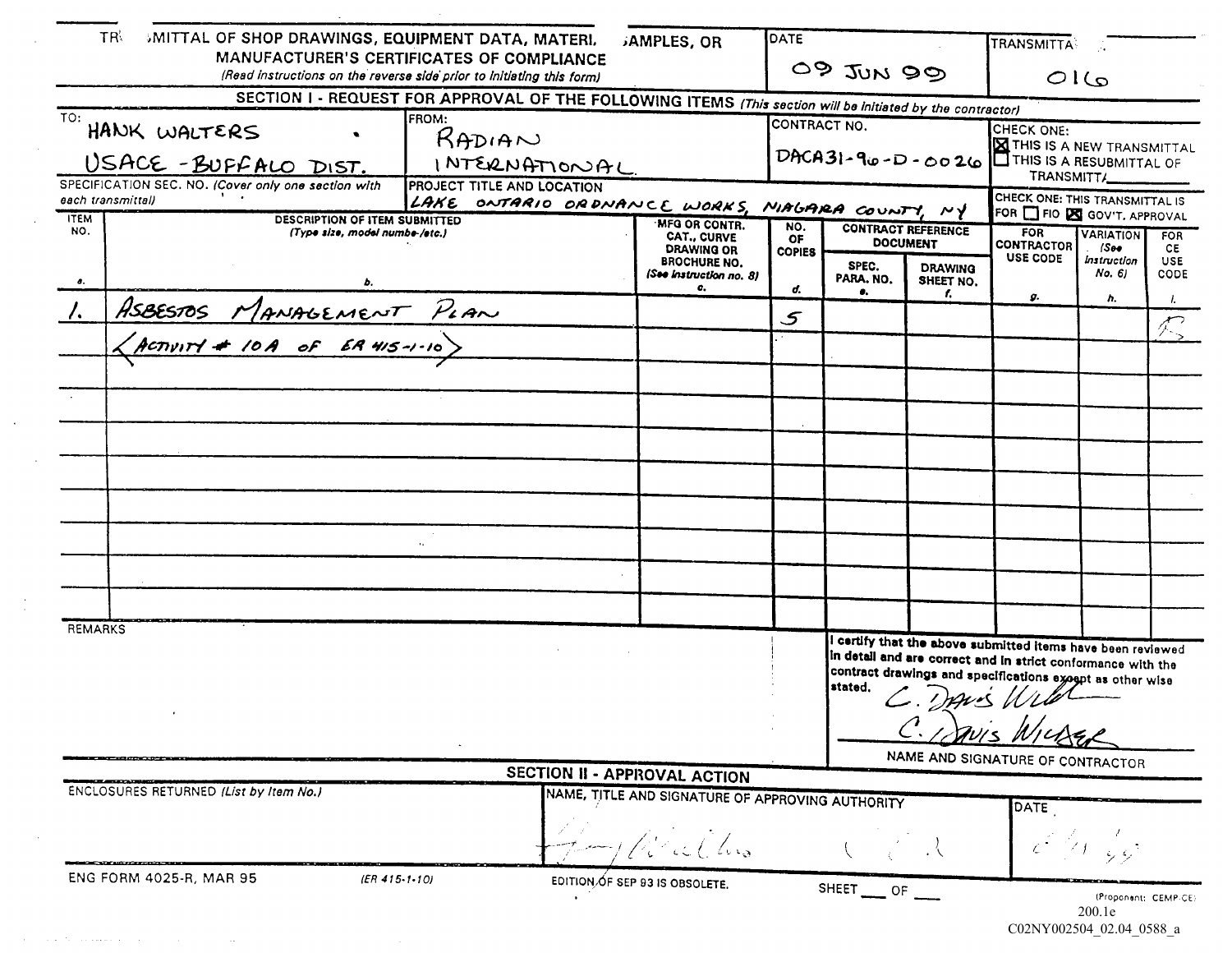# TRANSMITTAL OF SHOP DRAWINGS, EQUIPMENT DATA, MATERIAL SAMPLES, OR MANUFACTURER'S CERTIFICATES OF COMPLIANCE

*(Read instructions on the reverse side prior to initiating this form)*

**DATE:** 09 JUN 99

**TRANSMITTAL NO.:** 016

## SECTION I - REQUEST FOR APPROVAL OF THE FOLLOWING ITEMS *(This section will be initiated by the contractor)*

**TO:** HANK WALTERS, USACE - BUFFALO DIST.

**FROM:** RADIAN INTERNATIONAL

**CONTRACT NO.:** DACA31-96-D-0026

**CHECK ONE:**
- [X] THIS IS A NEW TRANSMITTAL
- [ ] THIS IS A RESUBMITTAL OF TRANSMITTAL ____

**SPECIFICATION SEC. NO.** *(Cover only one section with each transmittal)*:

**PROJECT TITLE AND LOCATION:** LAKE ONTARIO ORDNANCE WORKS, NIAGARA COUNTY, NY

**CHECK ONE: THIS TRANSMITTAL IS FOR** [ ] FIO [X] GOV'T. APPROVAL

| ITEM NO. a. | DESCRIPTION OF ITEM SUBMITTED (Type size, model number/etc.) b. | MFG OR CONTR. CAT., CURVE DRAWING OR BROCHURE NO. (See instruction no. 8) c. | NO. OF COPIES d. | CONTRACT REFERENCE DOCUMENT: SPEC. PARA. NO. e. | CONTRACT REFERENCE DOCUMENT: DRAWING SHEET NO. f. | FOR CONTRACTOR USE CODE g. | VARIATION (See instruction No. 6) h. | FOR CE USE CODE i. |
|---|---|---|---|---|---|---|---|---|
| 1. | ASBESTOS MANAGEMENT PLAN | | 5 | | | | | B |
| | <ACTIVITY # 10A OF ER 415-1-10> | | | | | | | |

**REMARKS**

I certify that the above submitted items have been reviewed in detail and are correct and in strict conformance with the contract drawings and specifications except as other wise stated.

C. Davis Wilder

NAME AND SIGNATURE OF CONTRACTOR: C. Davis Wilder

## SECTION II - APPROVAL ACTION

**ENCLOSURES RETURNED** *(List by Item No.)*:

**NAME, TITLE AND SIGNATURE OF APPROVING AUTHORITY:** [signature]

**DATE:** 6/11/99

ENG FORM 4025-R, MAR 95 (ER 415-1-10) EDITION OF SEP 93 IS OBSOLETE. SHEET ___ OF ___ (Proponent: CEMP-CE)

200.1e

C02NY002504_02.04_0588_a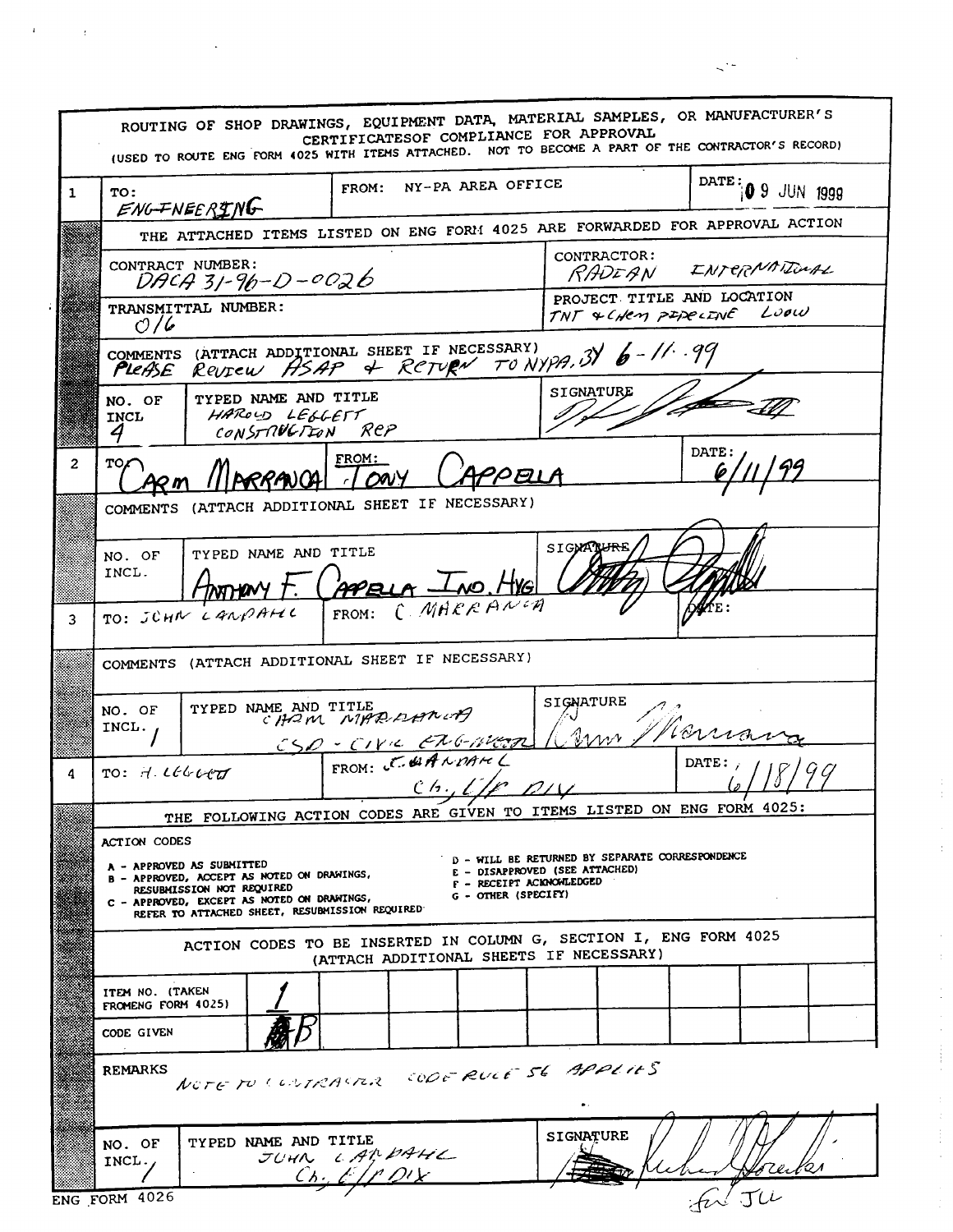# ROUTING OF SHOP DRAWINGS, EQUIPMENT DATA, MATERIAL SAMPLES, OR MANUFACTURER'S CERTIFICATESOF COMPLIANCE FOR APPROVAL

(USED TO ROUTE ENG FORM 4025 WITH ITEMS ATTACHED. NOT TO BECOME A PART OF THE CONTRACTOR'S RECORD)

**1**

TO: ENGINEERING

FROM: NY-PA AREA OFFICE

DATE: 09 JUN 1999

THE ATTACHED ITEMS LISTED ON ENG FORM 4025 ARE FORWARDED FOR APPROVAL ACTION

CONTRACT NUMBER: DACA 31-96-D-0026

CONTRACTOR: RADIAN INTERNATIONAL

TRANSMITTAL NUMBER: 016

PROJECT TITLE AND LOCATION: TNT & CHEM PIPELINE LOOW

COMMENTS (ATTACH ADDITIONAL SHEET IF NECESSARY) PLEASE REVIEW ASAP & RETURN TO NYPA BY 6-11-99

NO. OF INCL: 4

TYPED NAME AND TITLE: HAROLD LEGGETT CONSTRUCTION REP

SIGNATURE: [signature]

**2**

TO: CARM MARRANCA

FROM: TONY CAPPELLA

DATE: 6/11/99

COMMENTS (ATTACH ADDITIONAL SHEET IF NECESSARY)

NO. OF INCL.

TYPED NAME AND TITLE: ANTHONY F. CAPPELLA IND. HYG

SIGNATURE: [signature]

**3**

TO: JOHN LANDAHL

FROM: C. MARRANCA

DATE:

COMMENTS (ATTACH ADDITIONAL SHEET IF NECESSARY)

NO. OF INCL. 1

TYPED NAME AND TITLE: CARM MARRANCA CSD - CIVIL ENGINEER

SIGNATURE: Carm Marranca

**4**

TO: H. LEGGETT

FROM: J. LANDAHL Ch, C/P DIV

DATE: 6/18/99

THE FOLLOWING ACTION CODES ARE GIVEN TO ITEMS LISTED ON ENG FORM 4025:

ACTION CODES

- A - APPROVED AS SUBMITTED
- B - APPROVED, ACCEPT AS NOTED ON DRAWINGS, RESUBMISSION NOT REQUIRED
- C - APPROVED, EXCEPT AS NOTED ON DRAWINGS, REFER TO ATTACHED SHEET, RESUBMISSION REQUIRED
- D - WILL BE RETURNED BY SEPARATE CORRESPONDENCE
- E - DISAPPROVED (SEE ATTACHED)
- F - RECEIPT ACKNOWLEDGED
- G - OTHER (SPECIFY)

ACTION CODES TO BE INSERTED IN COLUMN G, SECTION I, ENG FORM 4025 (ATTACH ADDITIONAL SHEETS IF NECESSARY)

| ITEM NO. (TAKEN FROMENG FORM 4025) | 1 | | | | | | | | | |
|---|---|---|---|---|---|---|---|---|---|---|
| CODE GIVEN | B | | | | | | | | | |

REMARKS: NOTE TO CONTRACTOR CODE RULE 56 APPLIES

NO. OF INCL. 1

TYPED NAME AND TITLE: JOHN LANDAHL Ch, C/P DIV

SIGNATURE: [signature] for JLL

ENG FORM 4026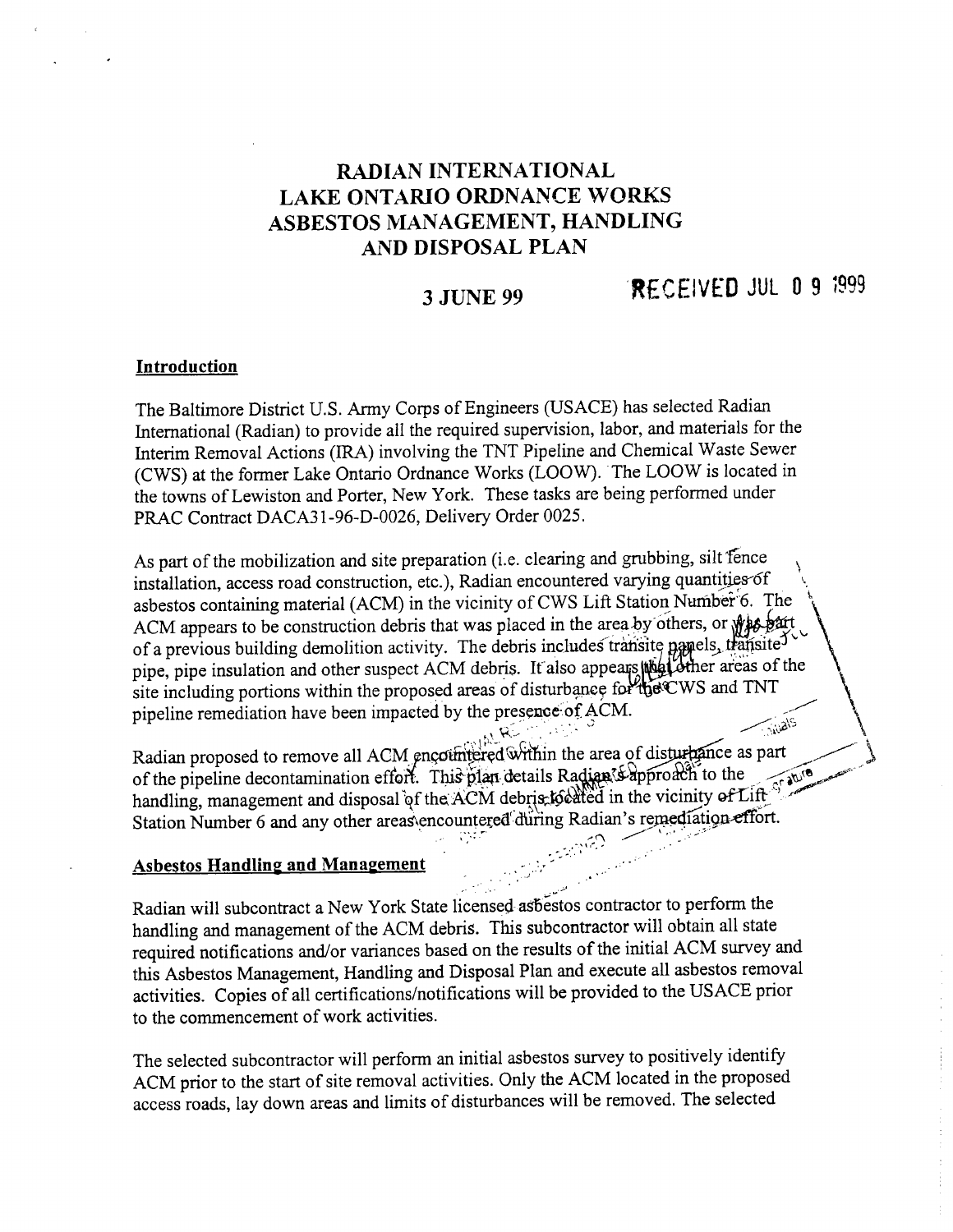# RADIAN INTERNATIONAL
# LAKE ONTARIO ORDNANCE WORKS
# ASBESTOS MANAGEMENT, HANDLING AND DISPOSAL PLAN

**3 JUNE 99** RECEIVED JUL 0 9 1999

## Introduction

The Baltimore District U.S. Army Corps of Engineers (USACE) has selected Radian International (Radian) to provide all the required supervision, labor, and materials for the Interim Removal Actions (IRA) involving the TNT Pipeline and Chemical Waste Sewer (CWS) at the former Lake Ontario Ordnance Works (LOOW). The LOOW is located in the towns of Lewiston and Porter, New York. These tasks are being performed under PRAC Contract DACA31-96-D-0026, Delivery Order 0025.

As part of the mobilization and site preparation (i.e. clearing and grubbing, silt fence installation, access road construction, etc.), Radian encountered varying quantities of asbestos containing material (ACM) in the vicinity of CWS Lift Station Number 6. The ACM appears to be construction debris that was placed in the area by others, or was part of a previous building demolition activity. The debris includes transite panels, transite pipe, pipe insulation and other suspect ACM debris. It also appears that other areas of the site including portions within the proposed areas of disturbance for the CWS and TNT pipeline remediation have been impacted by the presence of ACM.

Radian proposed to remove all ACM encountered within the area of disturbance as part of the pipeline decontamination effort. This plan details Radian's approach to the handling, management and disposal of the ACM debris located in the vicinity of Lift Station Number 6 and any other areas encountered during Radian's remediation effort.

## Asbestos Handling and Management

Radian will subcontract a New York State licensed asbestos contractor to perform the handling and management of the ACM debris. This subcontractor will obtain all state required notifications and/or variances based on the results of the initial ACM survey and this Asbestos Management, Handling and Disposal Plan and execute all asbestos removal activities. Copies of all certifications/notifications will be provided to the USACE prior to the commencement of work activities.

The selected subcontractor will perform an initial asbestos survey to positively identify ACM prior to the start of site removal activities. Only the ACM located in the proposed access roads, lay down areas and limits of disturbances will be removed. The selected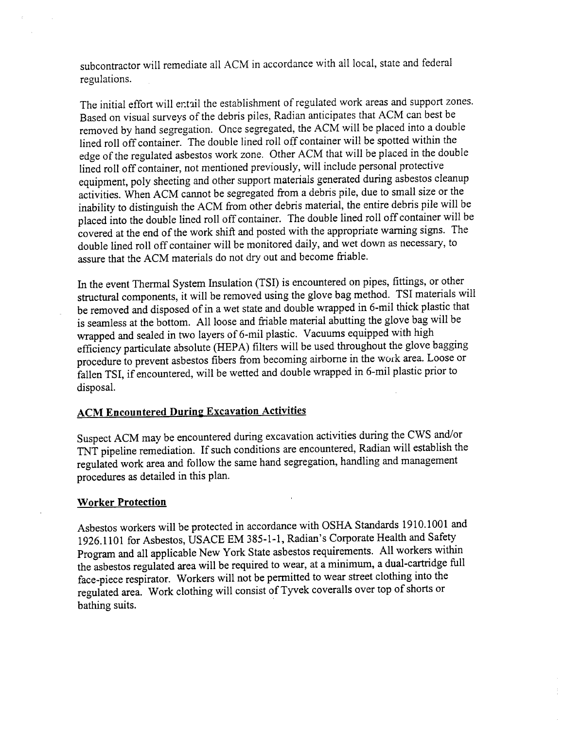subcontractor will remediate all ACM in accordance with all local, state and federal regulations.

The initial effort will entail the establishment of regulated work areas and support zones. Based on visual surveys of the debris piles, Radian anticipates that ACM can best be removed by hand segregation. Once segregated, the ACM will be placed into a double lined roll off container. The double lined roll off container will be spotted within the edge of the regulated asbestos work zone. Other ACM that will be placed in the double lined roll off container, not mentioned previously, will include personal protective equipment, poly sheeting and other support materials generated during asbestos cleanup activities. When ACM cannot be segregated from a debris pile, due to small size or the inability to distinguish the ACM from other debris material, the entire debris pile will be placed into the double lined roll off container. The double lined roll off container will be covered at the end of the work shift and posted with the appropriate warning signs. The double lined roll off container will be monitored daily, and wet down as necessary, to assure that the ACM materials do not dry out and become friable.

In the event Thermal System Insulation (TSI) is encountered on pipes, fittings, or other structural components, it will be removed using the glove bag method. TSI materials will be removed and disposed of in a wet state and double wrapped in 6-mil thick plastic that is seamless at the bottom. All loose and friable material abutting the glove bag will be wrapped and sealed in two layers of 6-mil plastic. Vacuums equipped with high efficiency particulate absolute (HEPA) filters will be used throughout the glove bagging procedure to prevent asbestos fibers from becoming airborne in the work area. Loose or fallen TSI, if encountered, will be wetted and double wrapped in 6-mil plastic prior to disposal.

**ACM Encountered During Excavation Activities**

Suspect ACM may be encountered during excavation activities during the CWS and/or TNT pipeline remediation. If such conditions are encountered, Radian will establish the regulated work area and follow the same hand segregation, handling and management procedures as detailed in this plan.

**Worker Protection**

Asbestos workers will be protected in accordance with OSHA Standards 1910.1001 and 1926.1101 for Asbestos, USACE EM 385-1-1, Radian's Corporate Health and Safety Program and all applicable New York State asbestos requirements. All workers within the asbestos regulated area will be required to wear, at a minimum, a dual-cartridge full face-piece respirator. Workers will not be permitted to wear street clothing into the regulated area. Work clothing will consist of Tyvek coveralls over top of shorts or bathing suits.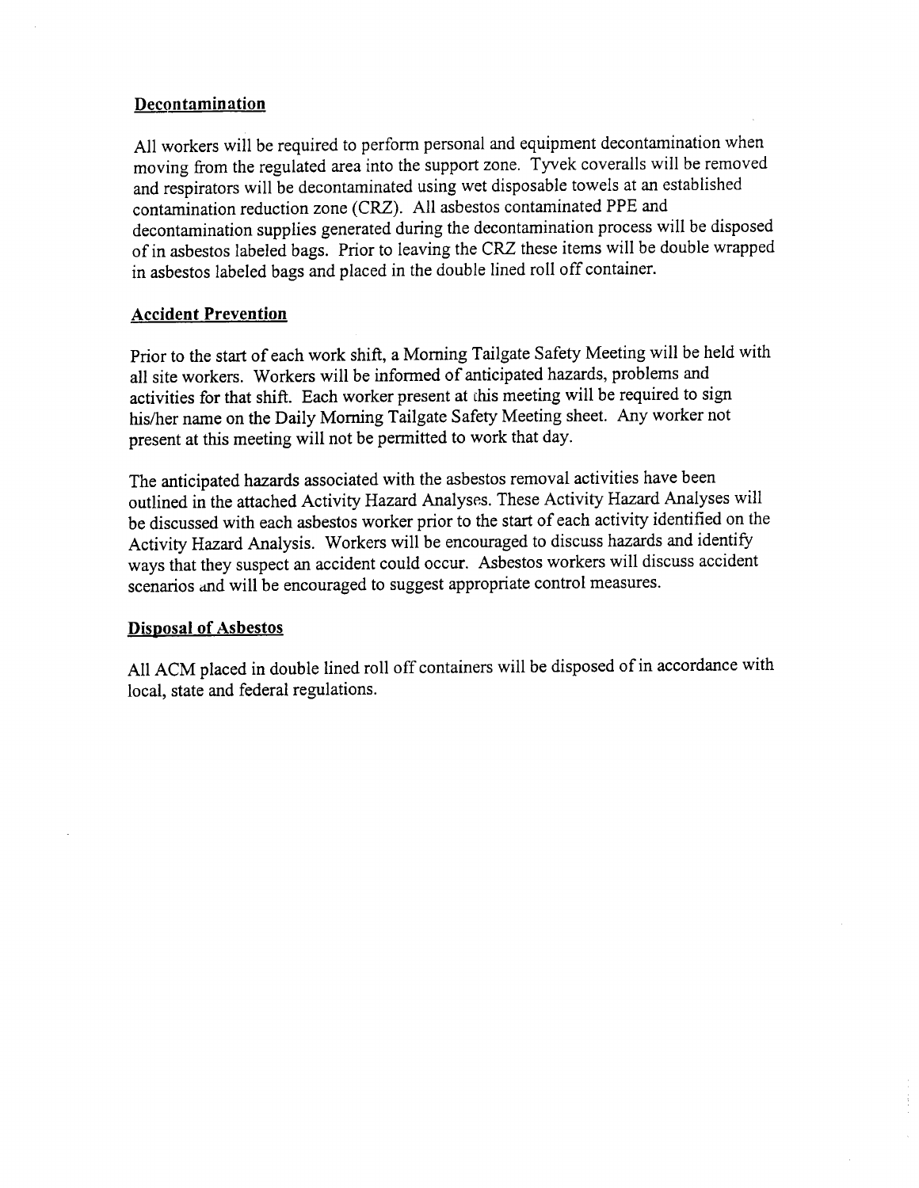## Decontamination

All workers will be required to perform personal and equipment decontamination when moving from the regulated area into the support zone. Tyvek coveralls will be removed and respirators will be decontaminated using wet disposable towels at an established contamination reduction zone (CRZ). All asbestos contaminated PPE and decontamination supplies generated during the decontamination process will be disposed of in asbestos labeled bags. Prior to leaving the CRZ these items will be double wrapped in asbestos labeled bags and placed in the double lined roll off container.

## Accident Prevention

Prior to the start of each work shift, a Morning Tailgate Safety Meeting will be held with all site workers. Workers will be informed of anticipated hazards, problems and activities for that shift. Each worker present at this meeting will be required to sign his/her name on the Daily Morning Tailgate Safety Meeting sheet. Any worker not present at this meeting will not be permitted to work that day.

The anticipated hazards associated with the asbestos removal activities have been outlined in the attached Activity Hazard Analyses. These Activity Hazard Analyses will be discussed with each asbestos worker prior to the start of each activity identified on the Activity Hazard Analysis. Workers will be encouraged to discuss hazards and identify ways that they suspect an accident could occur. Asbestos workers will discuss accident scenarios and will be encouraged to suggest appropriate control measures.

## Disposal of Asbestos

All ACM placed in double lined roll off containers will be disposed of in accordance with local, state and federal regulations.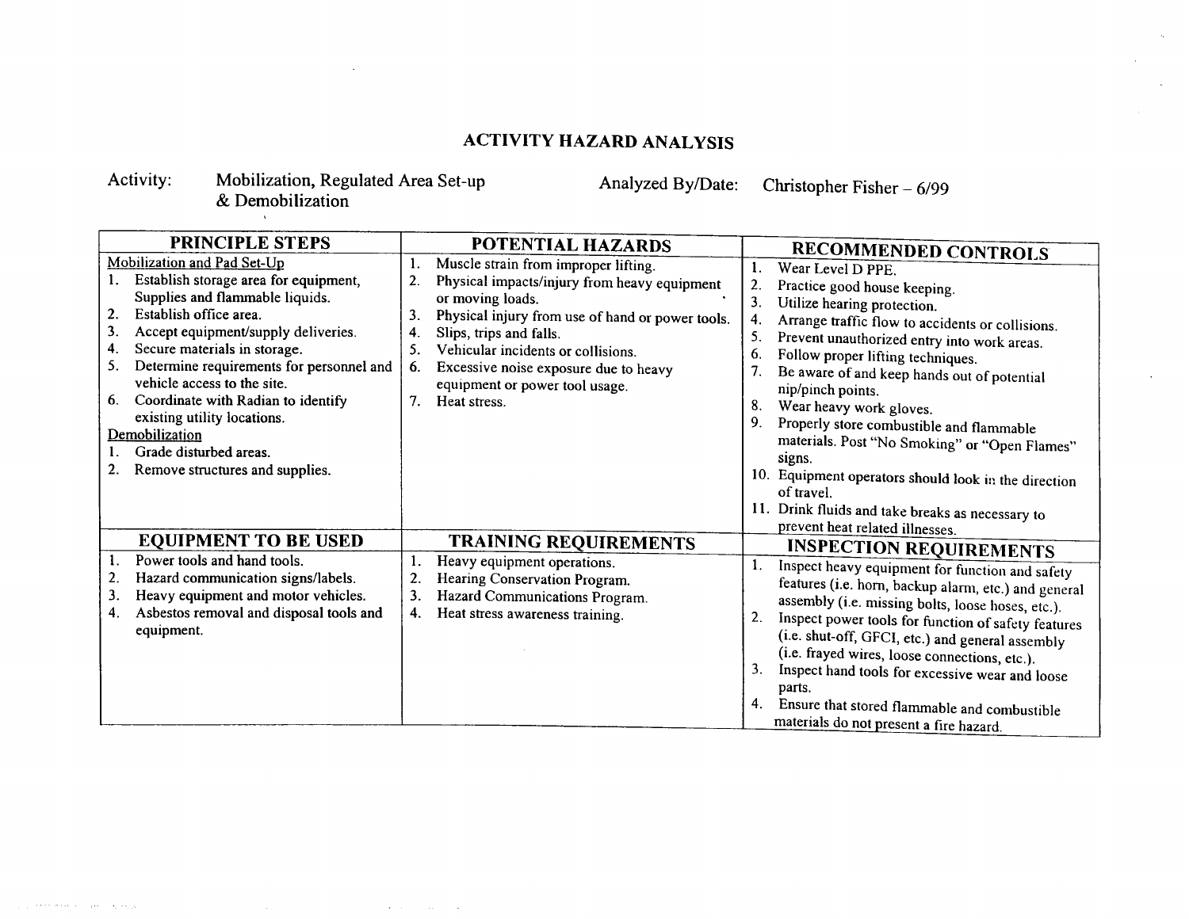# ACTIVITY HAZARD ANALYSIS

Activity: Mobilization, Regulated Area Set-up & Demobilization

Analyzed By/Date: Christopher Fisher – 6/99

| PRINCIPLE STEPS | POTENTIAL HAZARDS | RECOMMENDED CONTROLS |
|---|---|---|
| Mobilization and Pad Set-Up<br>1. Establish storage area for equipment, Supplies and flammable liquids.<br>2. Establish office area.<br>3. Accept equipment/supply deliveries.<br>4. Secure materials in storage.<br>5. Determine requirements for personnel and vehicle access to the site.<br>6. Coordinate with Radian to identify existing utility locations.<br>Demobilization<br>1. Grade disturbed areas.<br>2. Remove structures and supplies. | 1. Muscle strain from improper lifting.<br>2. Physical impacts/injury from heavy equipment or moving loads.<br>3. Physical injury from use of hand or power tools.<br>4. Slips, trips and falls.<br>5. Vehicular incidents or collisions.<br>6. Excessive noise exposure due to heavy equipment or power tool usage.<br>7. Heat stress. | 1. Wear Level D PPE.<br>2. Practice good house keeping.<br>3. Utilize hearing protection.<br>4. Arrange traffic flow to accidents or collisions.<br>5. Prevent unauthorized entry into work areas.<br>6. Follow proper lifting techniques.<br>7. Be aware of and keep hands out of potential nip/pinch points.<br>8. Wear heavy work gloves.<br>9. Properly store combustible and flammable materials. Post "No Smoking" or "Open Flames" signs.<br>10. Equipment operators should look in the direction of travel.<br>11. Drink fluids and take breaks as necessary to prevent heat related illnesses. |
| **EQUIPMENT TO BE USED** | **TRAINING REQUIREMENTS** | **INSPECTION REQUIREMENTS** |
| 1. Power tools and hand tools.<br>2. Hazard communication signs/labels.<br>3. Heavy equipment and motor vehicles.<br>4. Asbestos removal and disposal tools and equipment. | 1. Heavy equipment operations.<br>2. Hearing Conservation Program.<br>3. Hazard Communications Program.<br>4. Heat stress awareness training. | 1. Inspect heavy equipment for function and safety features (i.e. horn, backup alarm, etc.) and general assembly (i.e. missing bolts, loose hoses, etc.).<br>2. Inspect power tools for function of safety features (i.e. shut-off, GFCI, etc.) and general assembly (i.e. frayed wires, loose connections, etc.).<br>3. Inspect hand tools for excessive wear and loose parts.<br>4. Ensure that stored flammable and combustible materials do not present a fire hazard. |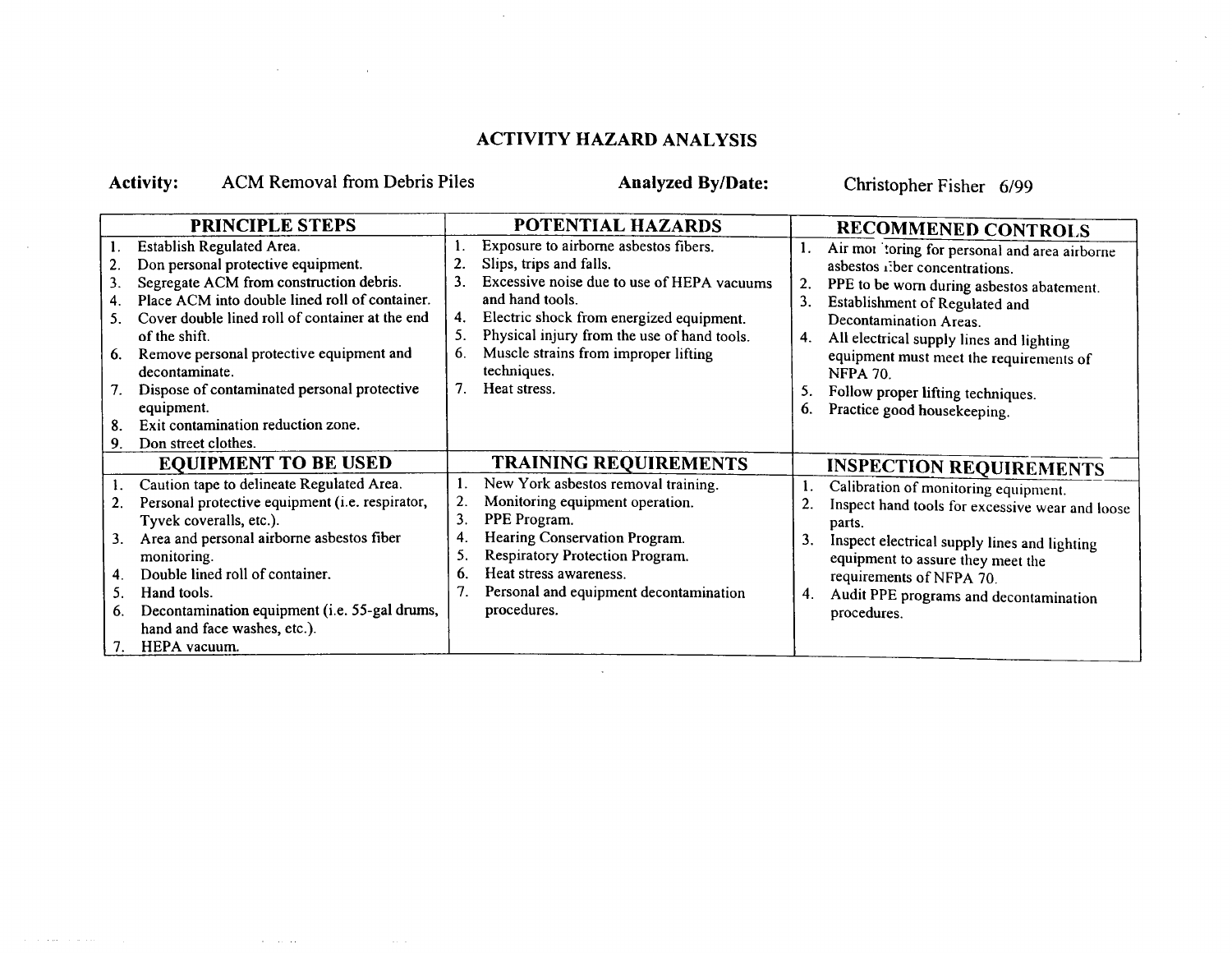# ACTIVITY HAZARD ANALYSIS

**Activity:** ACM Removal from Debris Piles **Analyzed By/Date:** Christopher Fisher 6/99

| PRINCIPLE STEPS | POTENTIAL HAZARDS | RECOMMENED CONTROLS |
|---|---|---|
| 1. Establish Regulated Area.<br>2. Don personal protective equipment.<br>3. Segregate ACM from construction debris.<br>4. Place ACM into double lined roll of container.<br>5. Cover double lined roll of container at the end of the shift.<br>6. Remove personal protective equipment and decontaminate.<br>7. Dispose of contaminated personal protective equipment.<br>8. Exit contamination reduction zone.<br>9. Don street clothes. | 1. Exposure to airborne asbestos fibers.<br>2. Slips, trips and falls.<br>3. Excessive noise due to use of HEPA vacuums and hand tools.<br>4. Electric shock from energized equipment.<br>5. Physical injury from the use of hand tools.<br>6. Muscle strains from improper lifting techniques.<br>7. Heat stress. | 1. Air monitoring for personal and area airborne asbestos fiber concentrations.<br>2. PPE to be worn during asbestos abatement.<br>3. Establishment of Regulated and Decontamination Areas.<br>4. All electrical supply lines and lighting equipment must meet the requirements of NFPA 70.<br>5. Follow proper lifting techniques.<br>6. Practice good housekeeping. |
| **EQUIPMENT TO BE USED** | **TRAINING REQUIREMENTS** | **INSPECTION REQUIREMENTS** |
| 1. Caution tape to delineate Regulated Area.<br>2. Personal protective equipment (i.e. respirator, Tyvek coveralls, etc.).<br>3. Area and personal airborne asbestos fiber monitoring.<br>4. Double lined roll of container.<br>5. Hand tools.<br>6. Decontamination equipment (i.e. 55-gal drums, hand and face washes, etc.).<br>7. HEPA vacuum. | 1. New York asbestos removal training.<br>2. Monitoring equipment operation.<br>3. PPE Program.<br>4. Hearing Conservation Program.<br>5. Respiratory Protection Program.<br>6. Heat stress awareness.<br>7. Personal and equipment decontamination procedures. | 1. Calibration of monitoring equipment.<br>2. Inspect hand tools for excessive wear and loose parts.<br>3. Inspect electrical supply lines and lighting equipment to assure they meet the requirements of NFPA 70.<br>4. Audit PPE programs and decontamination procedures. |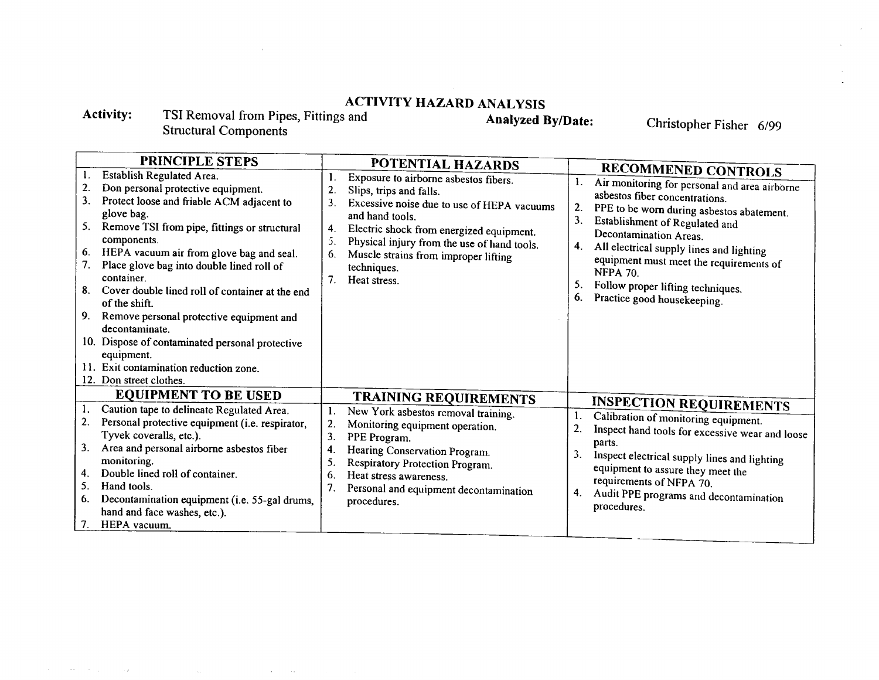# ACTIVITY HAZARD ANALYSIS

**Activity:** TSI Removal from Pipes, Fittings and Structural Components

**Analyzed By/Date:** Christopher Fisher 6/99

| PRINCIPLE STEPS | POTENTIAL HAZARDS | RECOMMENED CONTROLS |
|---|---|---|
| 1. Establish Regulated Area.<br>2. Don personal protective equipment.<br>3. Protect loose and friable ACM adjacent to glove bag.<br>5. Remove TSI from pipe, fittings or structural components.<br>6. HEPA vacuum air from glove bag and seal.<br>7. Place glove bag into double lined roll of container.<br>8. Cover double lined roll of container at the end of the shift.<br>9. Remove personal protective equipment and decontaminate.<br>10. Dispose of contaminated personal protective equipment.<br>11. Exit contamination reduction zone.<br>12. Don street clothes. | 1. Exposure to airborne asbestos fibers.<br>2. Slips, trips and falls.<br>3. Excessive noise due to use of HEPA vacuums and hand tools.<br>4. Electric shock from energized equipment.<br>5. Physical injury from the use of hand tools.<br>6. Muscle strains from improper lifting techniques.<br>7. Heat stress. | 1. Air monitoring for personal and area airborne asbestos fiber concentrations.<br>2. PPE to be worn during asbestos abatement.<br>3. Establishment of Regulated and Decontamination Areas.<br>4. All electrical supply lines and lighting equipment must meet the requirements of NFPA 70.<br>5. Follow proper lifting techniques.<br>6. Practice good housekeeping. |
| **EQUIPMENT TO BE USED** | **TRAINING REQUIREMENTS** | **INSPECTION REQUIREMENTS** |
| 1. Caution tape to delineate Regulated Area.<br>2. Personal protective equipment (i.e. respirator, Tyvek coveralls, etc.).<br>3. Area and personal airborne asbestos fiber monitoring.<br>4. Double lined roll of container.<br>5. Hand tools.<br>6. Decontamination equipment (i.e. 55-gal drums, hand and face washes, etc.).<br>7. HEPA vacuum. | 1. New York asbestos removal training.<br>2. Monitoring equipment operation.<br>3. PPE Program.<br>4. Hearing Conservation Program.<br>5. Respiratory Protection Program.<br>6. Heat stress awareness.<br>7. Personal and equipment decontamination procedures. | 1. Calibration of monitoring equipment.<br>2. Inspect hand tools for excessive wear and loose parts.<br>3. Inspect electrical supply lines and lighting equipment to assure they meet the requirements of NFPA 70.<br>4. Audit PPE programs and decontamination procedures. |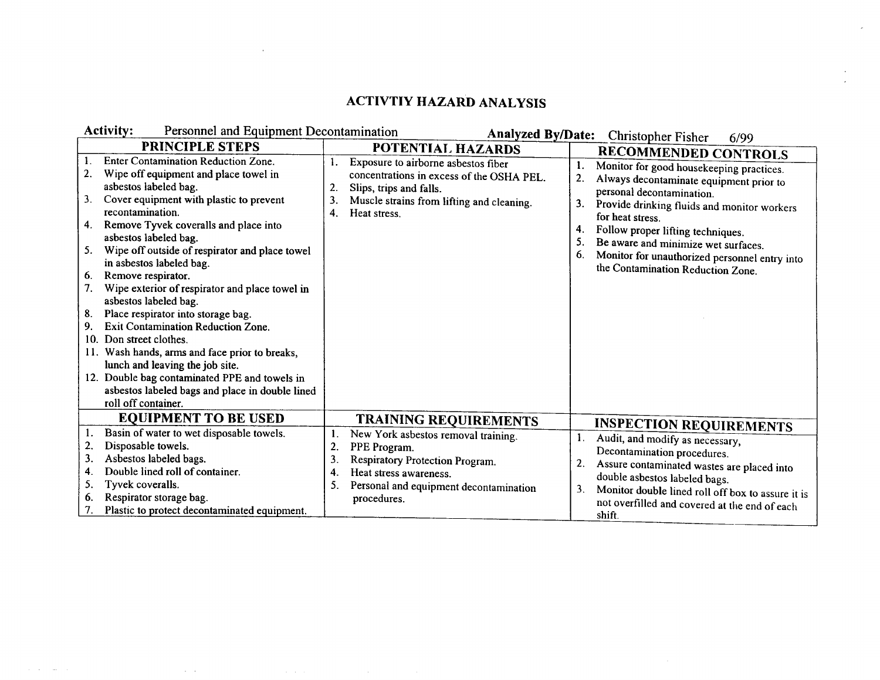# ACTIVTIY HAZARD ANALYSIS

**Activity:** Personnel and Equipment Decontamination **Analyzed By/Date:** Christopher Fisher 6/99

| PRINCIPLE STEPS | POTENTIAL HAZARDS | RECOMMENDED CONTROLS |
|---|---|---|
| 1. Enter Contamination Reduction Zone.<br>2. Wipe off equipment and place towel in asbestos labeled bag.<br>3. Cover equipment with plastic to prevent recontamination.<br>4. Remove Tyvek coveralls and place into asbestos labeled bag.<br>5. Wipe off outside of respirator and place towel in asbestos labeled bag.<br>6. Remove respirator.<br>7. Wipe exterior of respirator and place towel in asbestos labeled bag.<br>8. Place respirator into storage bag.<br>9. Exit Contamination Reduction Zone.<br>10. Don street clothes.<br>11. Wash hands, arms and face prior to breaks, lunch and leaving the job site.<br>12. Double bag contaminated PPE and towels in asbestos labeled bags and place in double lined roll off container. | 1. Exposure to airborne asbestos fiber concentrations in excess of the OSHA PEL.<br>2. Slips, trips and falls.<br>3. Muscle strains from lifting and cleaning.<br>4. Heat stress. | 1. Monitor for good housekeeping practices.<br>2. Always decontaminate equipment prior to personal decontamination.<br>3. Provide drinking fluids and monitor workers for heat stress.<br>4. Follow proper lifting techniques.<br>5. Be aware and minimize wet surfaces.<br>6. Monitor for unauthorized personnel entry into the Contamination Reduction Zone. |
| **EQUIPMENT TO BE USED** | **TRAINING REQUIREMENTS** | **INSPECTION REQUIREMENTS** |
| 1. Basin of water to wet disposable towels.<br>2. Disposable towels.<br>3. Asbestos labeled bags.<br>4. Double lined roll of container.<br>5. Tyvek coveralls.<br>6. Respirator storage bag.<br>7. Plastic to protect decontaminated equipment. | 1. New York asbestos removal training.<br>2. PPE Program.<br>3. Respiratory Protection Program.<br>4. Heat stress awareness.<br>5. Personal and equipment decontamination procedures. | 1. Audit, and modify as necessary, Decontamination procedures.<br>2. Assure contaminated wastes are placed into double asbestos labeled bags.<br>3. Monitor double lined roll off box to assure it is not overfilled and covered at the end of each shift. |